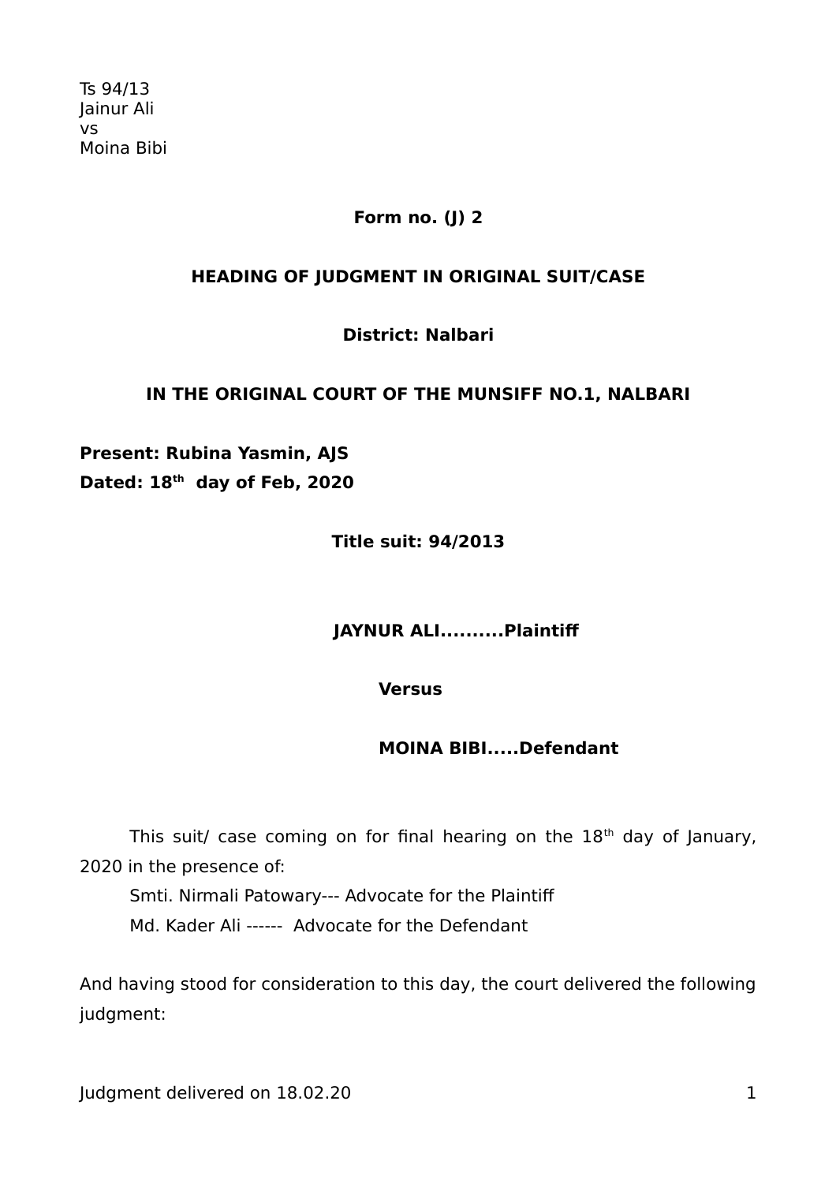Ts 94/13
Jainur Ali
vs
Moina Bibi

**Form no. (J) 2**

**HEADING OF JUDGMENT IN ORIGINAL SUIT/CASE**

**District: Nalbari**

**IN THE ORIGINAL COURT OF THE MUNSIFF NO.1, NALBARI**

**Present: Rubina Yasmin, AJS**
**Dated: 18th day of Feb, 2020**

**Title suit: 94/2013**

**JAYNUR ALI..........Plaintiff**

**Versus**

**MOINA BIBI.....Defendant**

This suit/ case coming on for final hearing on the 18th day of January, 2020 in the presence of:

Smti. Nirmali Patowary--- Advocate for the Plaintiff

Md. Kader Ali ------ Advocate for the Defendant

And having stood for consideration to this day, the court delivered the following judgment:

Judgment delivered on 18.02.20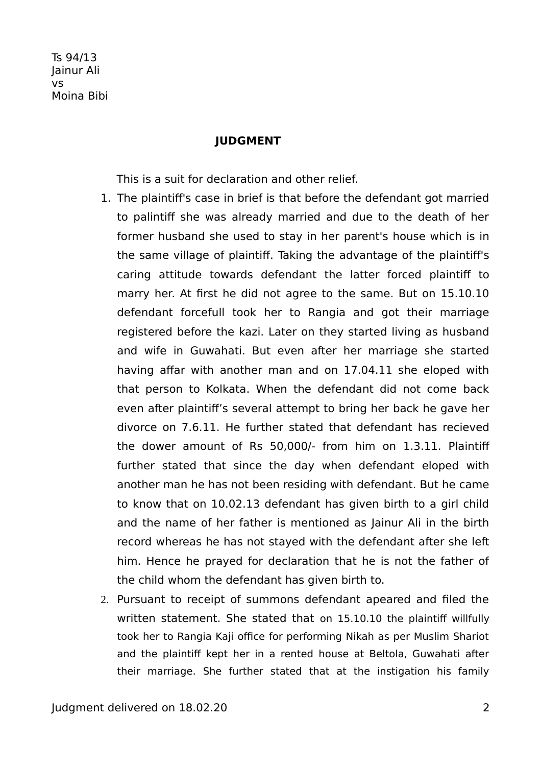Ts 94/13
Jainur Ali
vs
Moina Bibi

**JUDGMENT**

This is a suit for declaration and other relief.

1. The plaintiff's case in brief is that before the defendant got married to palintiff she was already married and due to the death of her former husband she used to stay in her parent's house which is in the same village of plaintiff. Taking the advantage of the plaintiff's caring attitude towards defendant the latter forced plaintiff to marry her. At first he did not agree to the same. But on 15.10.10 defendant forcefull took her to Rangia and got their marriage registered before the kazi. Later on they started living as husband and wife in Guwahati. But even after her marriage she started having affar with another man and on 17.04.11 she eloped with that person to Kolkata. When the defendant did not come back even after plaintiff's several attempt to bring her back he gave her divorce on 7.6.11. He further stated that defendant has recieved the dower amount of Rs 50,000/- from him on 1.3.11. Plaintiff further stated that since the day when defendant eloped with another man he has not been residing with defendant. But he came to know that on 10.02.13 defendant has given birth to a girl child and the name of her father is mentioned as Jainur Ali in the birth record whereas he has not stayed with the defendant after she left him. Hence he prayed for declaration that he is not the father of the child whom the defendant has given birth to.
2. Pursuant to receipt of summons defendant apeared and filed the written statement. She stated that on 15.10.10 the plaintiff willfully took her to Rangia Kaji office for performing Nikah as per Muslim Shariot and the plaintiff kept her in a rented house at Beltola, Guwahati after their marriage. She further stated that at the instigation his family

Judgment delivered on 18.02.20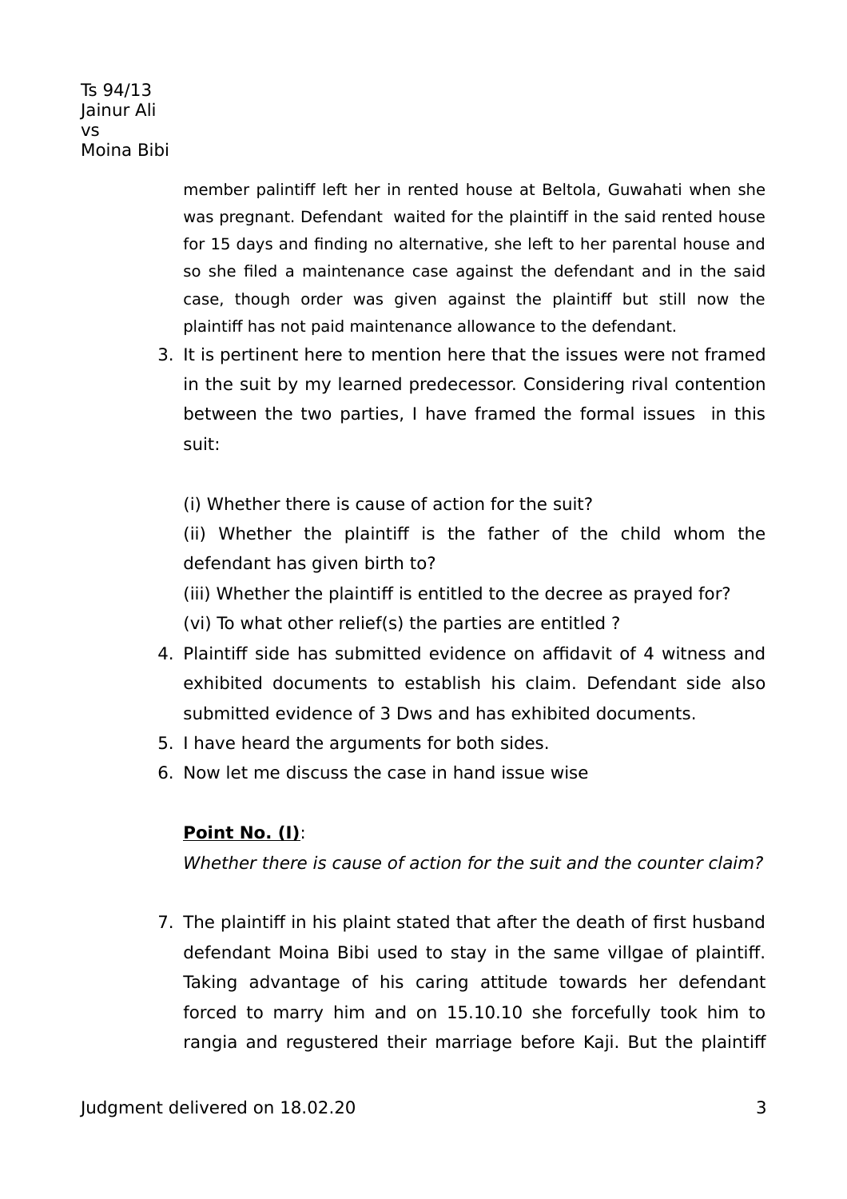member palintiff left her in rented house at Beltola, Guwahati when she was pregnant. Defendant waited for the plaintiff in the said rented house for 15 days and finding no alternative, she left to her parental house and so she filed a maintenance case against the defendant and in the said case, though order was given against the plaintiff but still now the plaintiff has not paid maintenance allowance to the defendant.

3. It is pertinent here to mention here that the issues were not framed in the suit by my learned predecessor. Considering rival contention between the two parties, I have framed the formal issues in this suit:

   (i) Whether there is cause of action for the suit?

   (ii) Whether the plaintiff is the father of the child whom the defendant has given birth to?

   (iii) Whether the plaintiff is entitled to the decree as prayed for?

   (vi) To what other relief(s) the parties are entitled ?

4. Plaintiff side has submitted evidence on affidavit of 4 witness and exhibited documents to establish his claim. Defendant side also submitted evidence of 3 Dws and has exhibited documents.
5. I have heard the arguments for both sides.
6. Now let me discuss the case in hand issue wise

   **Point No. (I)**:

   *Whether there is cause of action for the suit and the counter claim?*

7. The plaintiff in his plaint stated that after the death of first husband defendant Moina Bibi used to stay in the same villgae of plaintiff. Taking advantage of his caring attitude towards her defendant forced to marry him and on 15.10.10 she forcefully took him to rangia and regustered their marriage before Kaji. But the plaintiff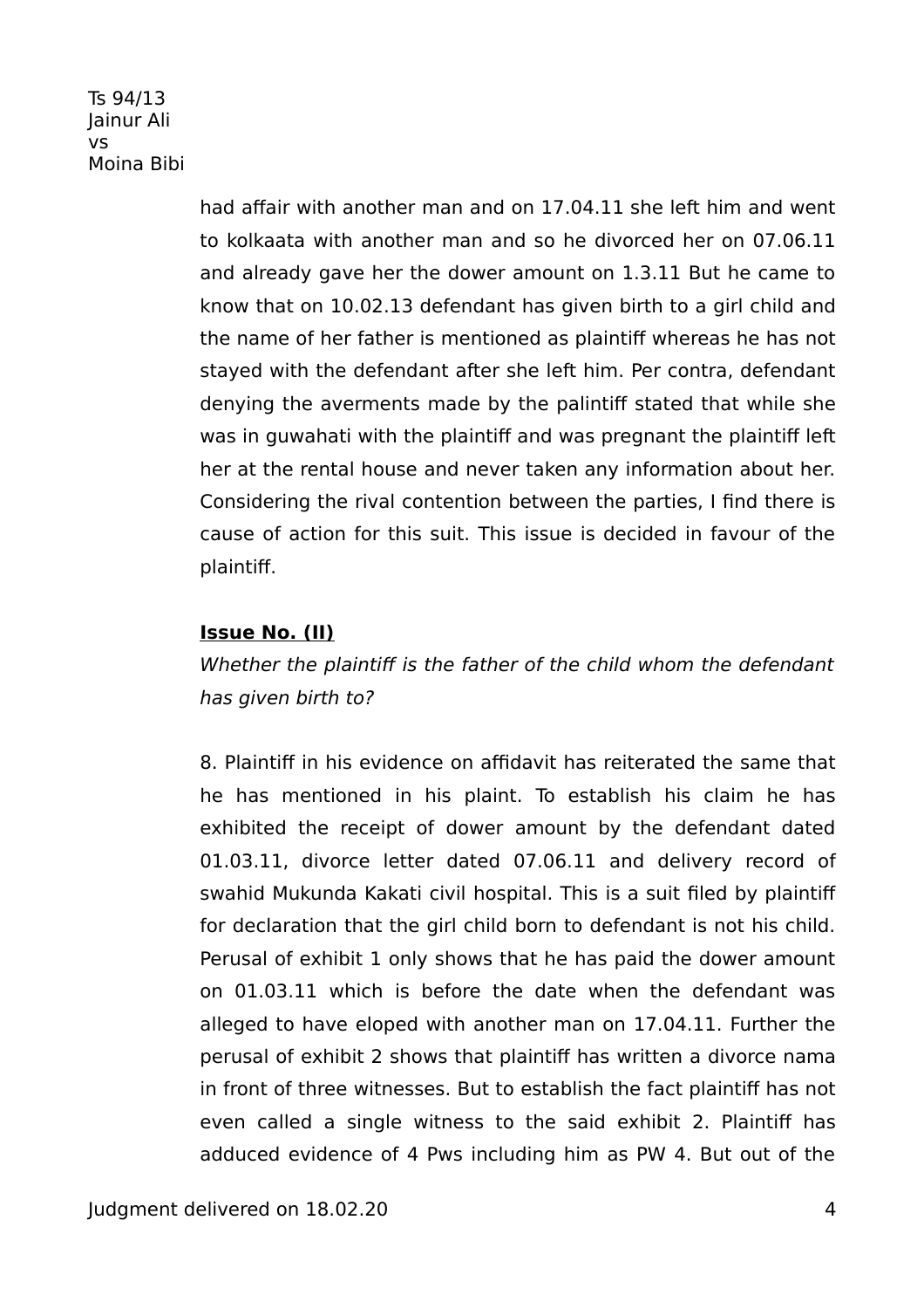had affair with another man and on 17.04.11 she left him and went to kolkaata with another man and so he divorced her on 07.06.11 and already gave her the dower amount on 1.3.11 But he came to know that on 10.02.13 defendant has given birth to a girl child and the name of her father is mentioned as plaintiff whereas he has not stayed with the defendant after she left him. Per contra, defendant denying the averments made by the palintiff stated that while she was in guwahati with the plaintiff and was pregnant the plaintiff left her at the rental house and never taken any information about her. Considering the rival contention between the parties, I find there is cause of action for this suit. This issue is decided in favour of the plaintiff.

**Issue No. (II)**

*Whether the plaintiff is the father of the child whom the defendant has given birth to?*

8. Plaintiff in his evidence on affidavit has reiterated the same that he has mentioned in his plaint. To establish his claim he has exhibited the receipt of dower amount by the defendant dated 01.03.11, divorce letter dated 07.06.11 and delivery record of swahid Mukunda Kakati civil hospital. This is a suit filed by plaintiff for declaration that the girl child born to defendant is not his child. Perusal of exhibit 1 only shows that he has paid the dower amount on 01.03.11 which is before the date when the defendant was alleged to have eloped with another man on 17.04.11. Further the perusal of exhibit 2 shows that plaintiff has written a divorce nama in front of three witnesses. But to establish the fact plaintiff has not even called a single witness to the said exhibit 2. Plaintiff has adduced evidence of 4 Pws including him as PW 4. But out of the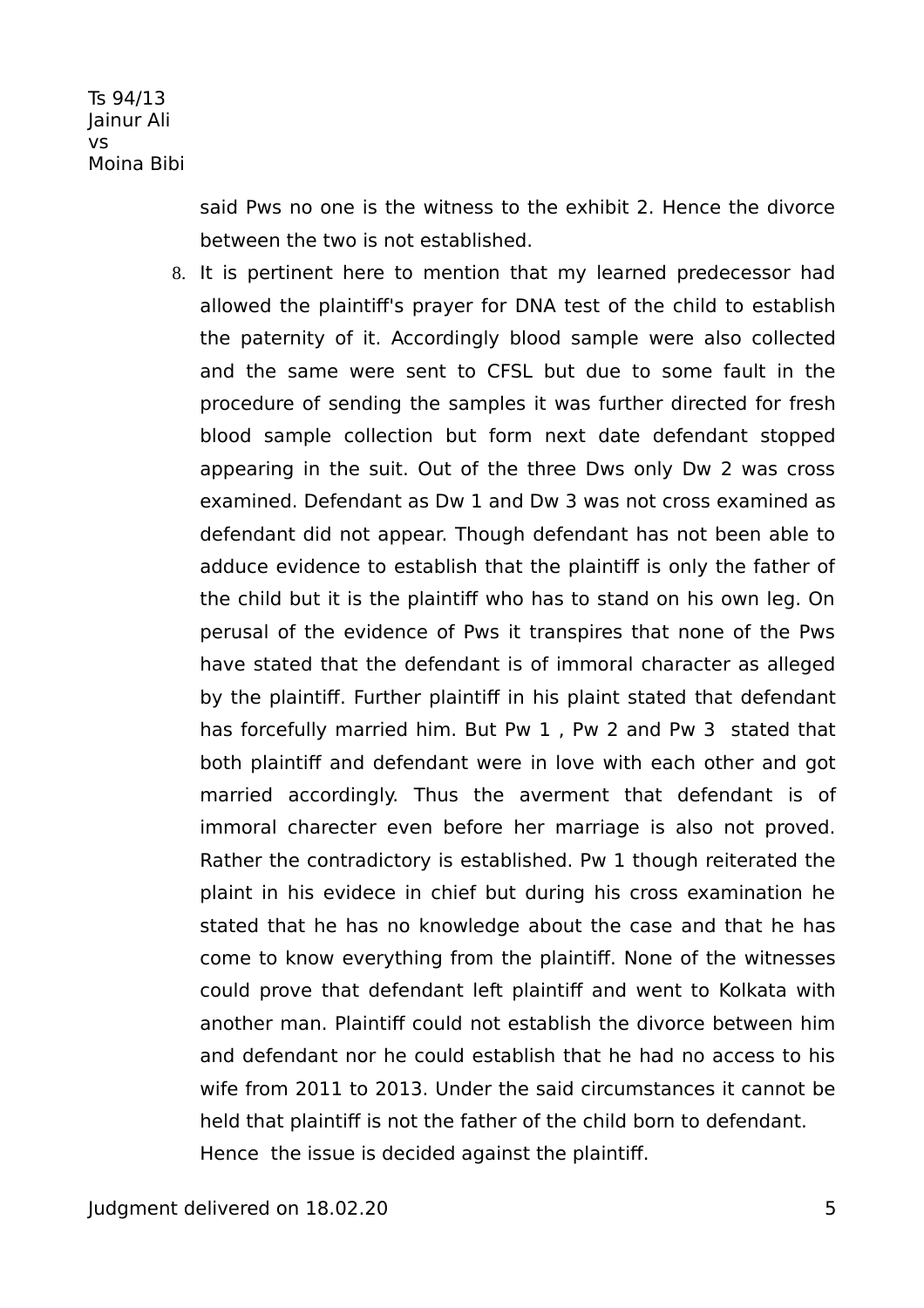said Pws no one is the witness to the exhibit 2. Hence the divorce between the two is not established.

8. It is pertinent here to mention that my learned predecessor had allowed the plaintiff's prayer for DNA test of the child to establish the paternity of it. Accordingly blood sample were also collected and the same were sent to CFSL but due to some fault in the procedure of sending the samples it was further directed for fresh blood sample collection but form next date defendant stopped appearing in the suit. Out of the three Dws only Dw 2 was cross examined. Defendant as Dw 1 and Dw 3 was not cross examined as defendant did not appear. Though defendant has not been able to adduce evidence to establish that the plaintiff is only the father of the child but it is the plaintiff who has to stand on his own leg. On perusal of the evidence of Pws it transpires that none of the Pws have stated that the defendant is of immoral character as alleged by the plaintiff. Further plaintiff in his plaint stated that defendant has forcefully married him. But Pw 1 , Pw 2 and Pw 3 stated that both plaintiff and defendant were in love with each other and got married accordingly. Thus the averment that defendant is of immoral charecter even before her marriage is also not proved. Rather the contradictory is established. Pw 1 though reiterated the plaint in his evidece in chief but during his cross examination he stated that he has no knowledge about the case and that he has come to know everything from the plaintiff. None of the witnesses could prove that defendant left plaintiff and went to Kolkata with another man. Plaintiff could not establish the divorce between him and defendant nor he could establish that he had no access to his wife from 2011 to 2013. Under the said circumstances it cannot be held that plaintiff is not the father of the child born to defendant. Hence the issue is decided against the plaintiff.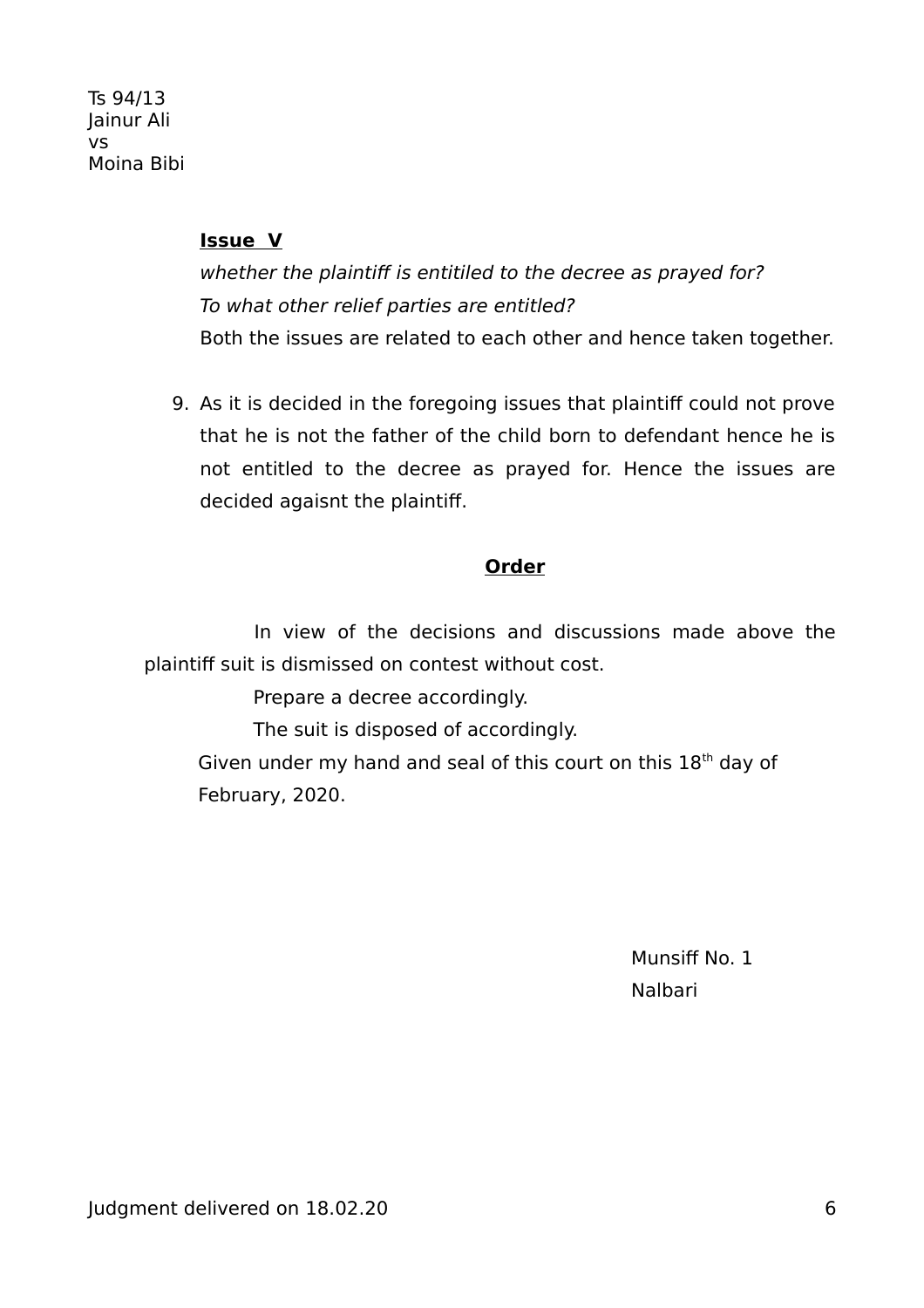**Issue V**

*whether the plaintiff is entitiled to the decree as prayed for?*

*To what other relief parties are entitled?*

Both the issues are related to each other and hence taken together.

9. As it is decided in the foregoing issues that plaintiff could not prove that he is not the father of the child born to defendant hence he is not entitled to the decree as prayed for. Hence the issues are decided agaisnt the plaintiff.

**Order**

In view of the decisions and discussions made above the plaintiff suit is dismissed on contest without cost.

Prepare a decree accordingly.

The suit is disposed of accordingly.

Given under my hand and seal of this court on this 18th day of February, 2020.

Munsiff No. 1
Nalbari

Judgment delivered on 18.02.20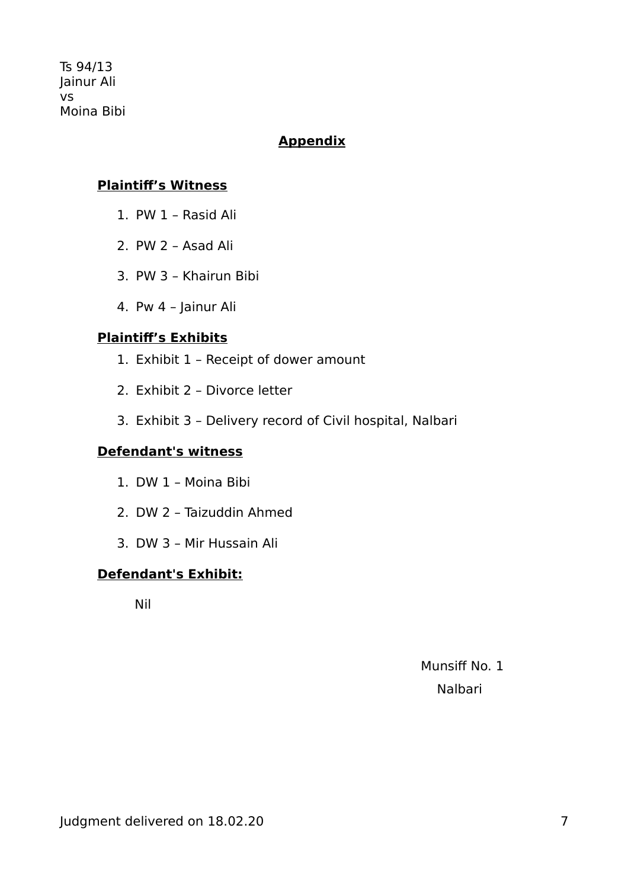Ts 94/13
Jainur Ali
vs
Moina Bibi

## Appendix

**Plaintiff's Witness**

1. PW 1 – Rasid Ali
2. PW 2 – Asad Ali
3. PW 3 – Khairun Bibi
4. Pw 4 – Jainur Ali

**Plaintiff's Exhibits**

1. Exhibit 1 – Receipt of dower amount
2. Exhibit 2 – Divorce letter
3. Exhibit 3 – Delivery record of Civil hospital, Nalbari

**Defendant's witness**

1. DW 1 – Moina Bibi
2. DW 2 – Taizuddin Ahmed
3. DW 3 – Mir Hussain Ali

**Defendant's Exhibit:**

Nil

Munsiff No. 1
Nalbari

Judgment delivered on 18.02.20